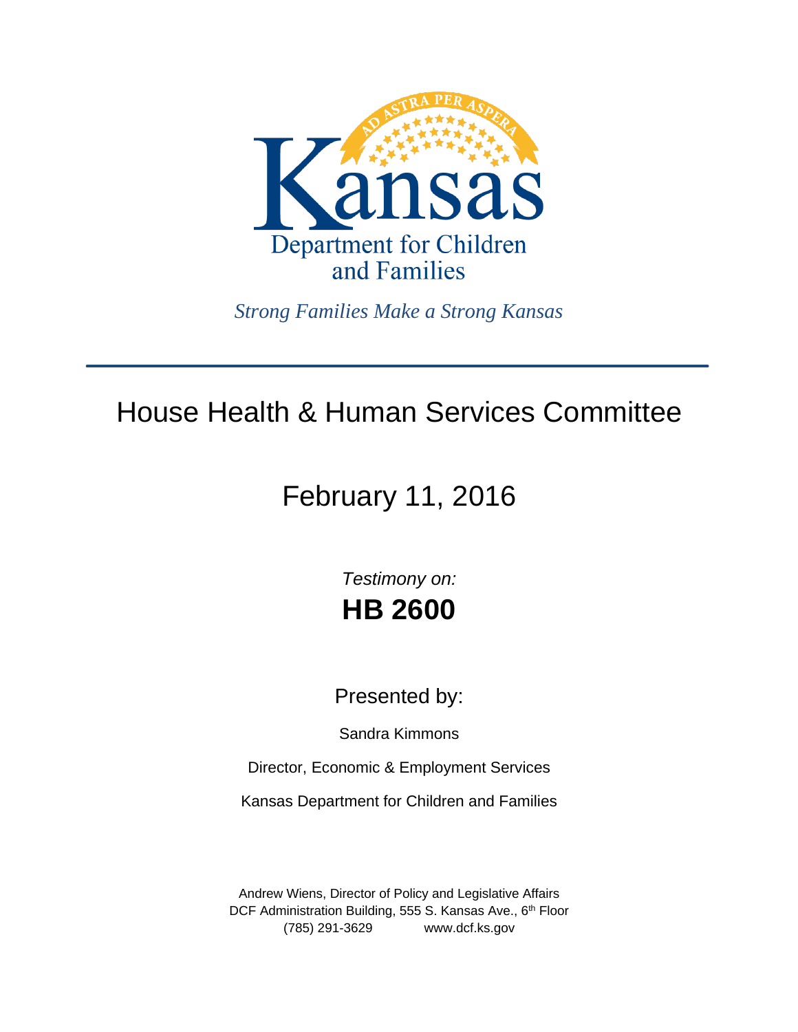Kansas

Department for Children and Families

*Strong Families Make a Strong Kansas*

---

# House Health & Human Services Committee

## February 11, 2016

*Testimony on:*

## HB 2600

Presented by:

Sandra Kimmons

Director, Economic & Employment Services

Kansas Department for Children and Families

Andrew Wiens, Director of Policy and Legislative Affairs
DCF Administration Building, 555 S. Kansas Ave., 6th Floor
(785) 291-3629 www.dcf.ks.gov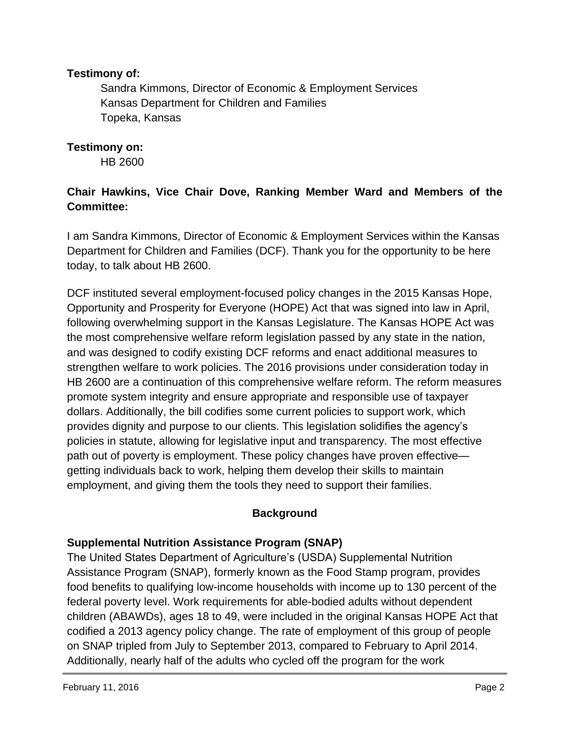**Testimony of:**

Sandra Kimmons, Director of Economic & Employment Services
Kansas Department for Children and Families
Topeka, Kansas

**Testimony on:**

HB 2600

**Chair Hawkins, Vice Chair Dove, Ranking Member Ward and Members of the Committee:**

I am Sandra Kimmons, Director of Economic & Employment Services within the Kansas Department for Children and Families (DCF). Thank you for the opportunity to be here today, to talk about HB 2600.

DCF instituted several employment-focused policy changes in the 2015 Kansas Hope, Opportunity and Prosperity for Everyone (HOPE) Act that was signed into law in April, following overwhelming support in the Kansas Legislature. The Kansas HOPE Act was the most comprehensive welfare reform legislation passed by any state in the nation, and was designed to codify existing DCF reforms and enact additional measures to strengthen welfare to work policies. The 2016 provisions under consideration today in HB 2600 are a continuation of this comprehensive welfare reform. The reform measures promote system integrity and ensure appropriate and responsible use of taxpayer dollars. Additionally, the bill codifies some current policies to support work, which provides dignity and purpose to our clients. This legislation solidifies the agency's policies in statute, allowing for legislative input and transparency. The most effective path out of poverty is employment. These policy changes have proven effective—getting individuals back to work, helping them develop their skills to maintain employment, and giving them the tools they need to support their families.

## Background

### Supplemental Nutrition Assistance Program (SNAP)

The United States Department of Agriculture's (USDA) Supplemental Nutrition Assistance Program (SNAP), formerly known as the Food Stamp program, provides food benefits to qualifying low-income households with income up to 130 percent of the federal poverty level. Work requirements for able-bodied adults without dependent children (ABAWDs), ages 18 to 49, were included in the original Kansas HOPE Act that codified a 2013 agency policy change. The rate of employment of this group of people on SNAP tripled from July to September 2013, compared to February to April 2014. Additionally, nearly half of the adults who cycled off the program for the work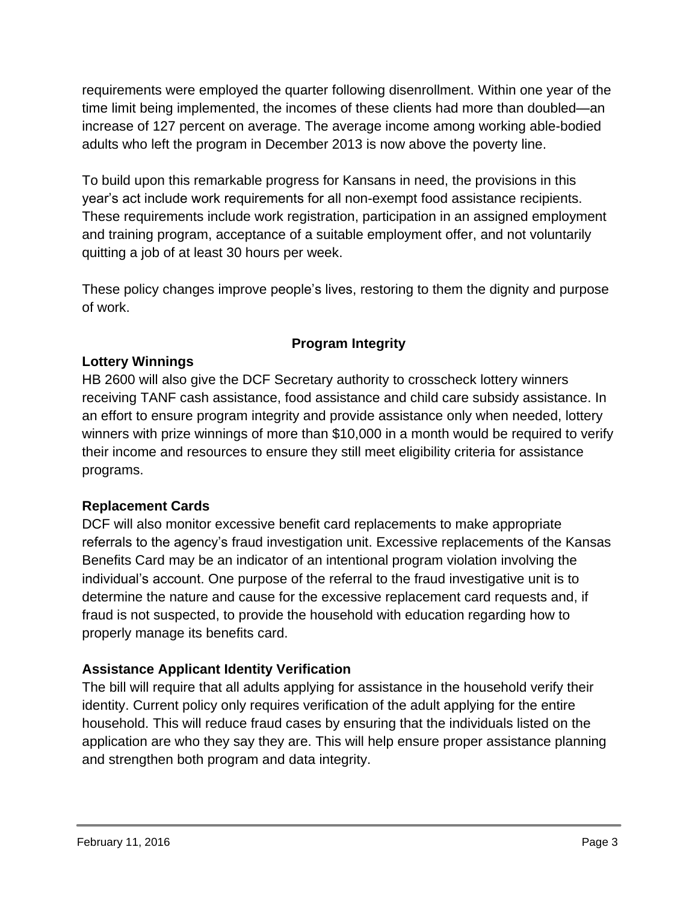requirements were employed the quarter following disenrollment. Within one year of the time limit being implemented, the incomes of these clients had more than doubled—an increase of 127 percent on average. The average income among working able-bodied adults who left the program in December 2013 is now above the poverty line.

To build upon this remarkable progress for Kansans in need, the provisions in this year's act include work requirements for all non-exempt food assistance recipients. These requirements include work registration, participation in an assigned employment and training program, acceptance of a suitable employment offer, and not voluntarily quitting a job of at least 30 hours per week.

These policy changes improve people's lives, restoring to them the dignity and purpose of work.

## Program Integrity

### Lottery Winnings

HB 2600 will also give the DCF Secretary authority to crosscheck lottery winners receiving TANF cash assistance, food assistance and child care subsidy assistance. In an effort to ensure program integrity and provide assistance only when needed, lottery winners with prize winnings of more than $10,000 in a month would be required to verify their income and resources to ensure they still meet eligibility criteria for assistance programs.

### Replacement Cards

DCF will also monitor excessive benefit card replacements to make appropriate referrals to the agency's fraud investigation unit. Excessive replacements of the Kansas Benefits Card may be an indicator of an intentional program violation involving the individual's account. One purpose of the referral to the fraud investigative unit is to determine the nature and cause for the excessive replacement card requests and, if fraud is not suspected, to provide the household with education regarding how to properly manage its benefits card.

### Assistance Applicant Identity Verification

The bill will require that all adults applying for assistance in the household verify their identity. Current policy only requires verification of the adult applying for the entire household. This will reduce fraud cases by ensuring that the individuals listed on the application are who they say they are. This will help ensure proper assistance planning and strengthen both program and data integrity.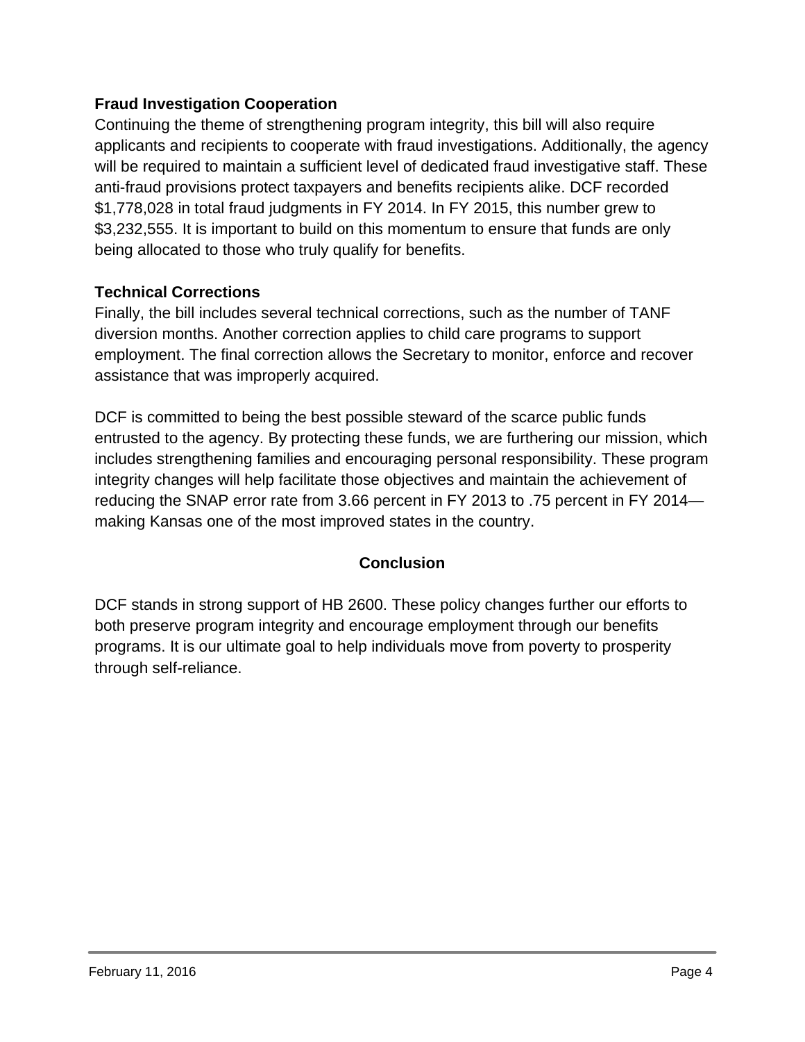**Fraud Investigation Cooperation**

Continuing the theme of strengthening program integrity, this bill will also require applicants and recipients to cooperate with fraud investigations. Additionally, the agency will be required to maintain a sufficient level of dedicated fraud investigative staff. These anti-fraud provisions protect taxpayers and benefits recipients alike. DCF recorded $1,778,028 in total fraud judgments in FY 2014. In FY 2015, this number grew to $3,232,555. It is important to build on this momentum to ensure that funds are only being allocated to those who truly qualify for benefits.

**Technical Corrections**

Finally, the bill includes several technical corrections, such as the number of TANF diversion months. Another correction applies to child care programs to support employment. The final correction allows the Secretary to monitor, enforce and recover assistance that was improperly acquired.

DCF is committed to being the best possible steward of the scarce public funds entrusted to the agency. By protecting these funds, we are furthering our mission, which includes strengthening families and encouraging personal responsibility. These program integrity changes will help facilitate those objectives and maintain the achievement of reducing the SNAP error rate from 3.66 percent in FY 2013 to .75 percent in FY 2014—making Kansas one of the most improved states in the country.

## Conclusion

DCF stands in strong support of HB 2600. These policy changes further our efforts to both preserve program integrity and encourage employment through our benefits programs. It is our ultimate goal to help individuals move from poverty to prosperity through self-reliance.